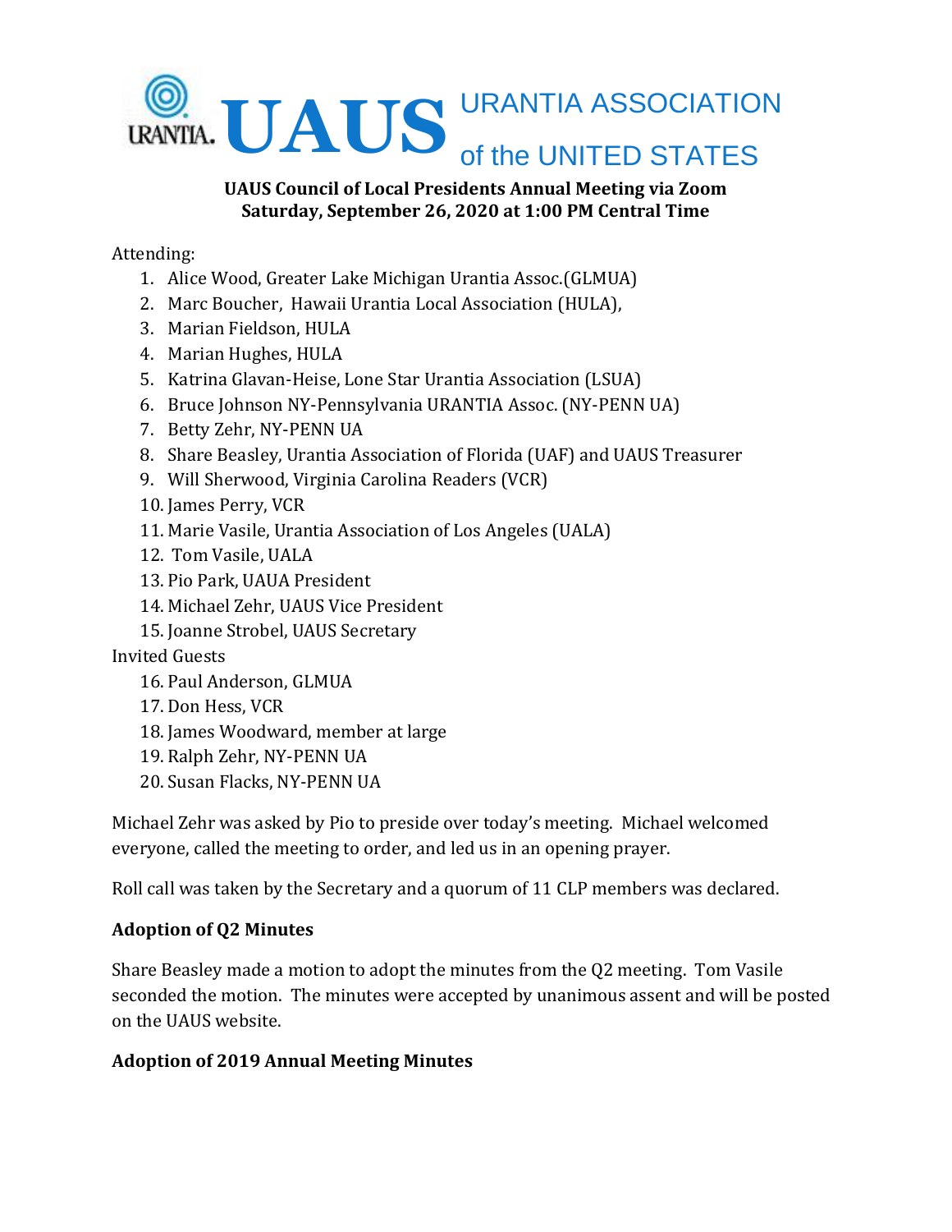# UAUS URANTIA ASSOCIATION of the UNITED STATES

**UAUS Council of Local Presidents Annual Meeting via Zoom**
**Saturday, September 26, 2020 at 1:00 PM Central Time**

Attending:

1. Alice Wood, Greater Lake Michigan Urantia Assoc.(GLMUA)
2. Marc Boucher, Hawaii Urantia Local Association (HULA),
3. Marian Fieldson, HULA
4. Marian Hughes, HULA
5. Katrina Glavan-Heise, Lone Star Urantia Association (LSUA)
6. Bruce Johnson NY-Pennsylvania URANTIA Assoc. (NY-PENN UA)
7. Betty Zehr, NY-PENN UA
8. Share Beasley, Urantia Association of Florida (UAF) and UAUS Treasurer
9. Will Sherwood, Virginia Carolina Readers (VCR)
10. James Perry, VCR
11. Marie Vasile, Urantia Association of Los Angeles (UALA)
12. Tom Vasile, UALA
13. Pio Park, UAUA President
14. Michael Zehr, UAUS Vice President
15. Joanne Strobel, UAUS Secretary

Invited Guests

16. Paul Anderson, GLMUA
17. Don Hess, VCR
18. James Woodward, member at large
19. Ralph Zehr, NY-PENN UA
20. Susan Flacks, NY-PENN UA

Michael Zehr was asked by Pio to preside over today's meeting. Michael welcomed everyone, called the meeting to order, and led us in an opening prayer.

Roll call was taken by the Secretary and a quorum of 11 CLP members was declared.

### Adoption of Q2 Minutes

Share Beasley made a motion to adopt the minutes from the Q2 meeting. Tom Vasile seconded the motion. The minutes were accepted by unanimous assent and will be posted on the UAUS website.

### Adoption of 2019 Annual Meeting Minutes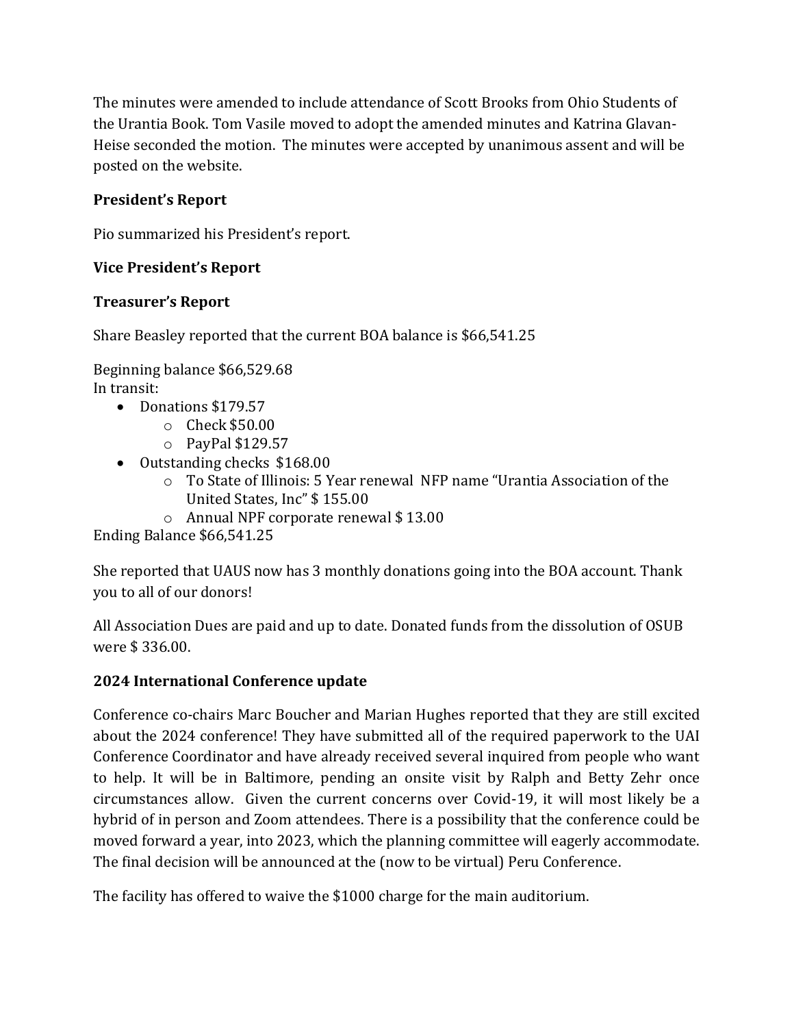The minutes were amended to include attendance of Scott Brooks from Ohio Students of the Urantia Book. Tom Vasile moved to adopt the amended minutes and Katrina Glavan-Heise seconded the motion. The minutes were accepted by unanimous assent and will be posted on the website.

**President's Report**

Pio summarized his President's report.

**Vice President's Report**

**Treasurer's Report**

Share Beasley reported that the current BOA balance is $66,541.25

Beginning balance $66,529.68
In transit:

- Donations $179.57
  - Check $50.00
  - PayPal $129.57
- Outstanding checks $168.00
  - To State of Illinois: 5 Year renewal NFP name "Urantia Association of the United States, Inc" $ 155.00
  - Annual NPF corporate renewal $ 13.00

Ending Balance $66,541.25

She reported that UAUS now has 3 monthly donations going into the BOA account. Thank you to all of our donors!

All Association Dues are paid and up to date. Donated funds from the dissolution of OSUB were $ 336.00.

**2024 International Conference update**

Conference co-chairs Marc Boucher and Marian Hughes reported that they are still excited about the 2024 conference! They have submitted all of the required paperwork to the UAI Conference Coordinator and have already received several inquired from people who want to help. It will be in Baltimore, pending an onsite visit by Ralph and Betty Zehr once circumstances allow. Given the current concerns over Covid-19, it will most likely be a hybrid of in person and Zoom attendees. There is a possibility that the conference could be moved forward a year, into 2023, which the planning committee will eagerly accommodate. The final decision will be announced at the (now to be virtual) Peru Conference.

The facility has offered to waive the $1000 charge for the main auditorium.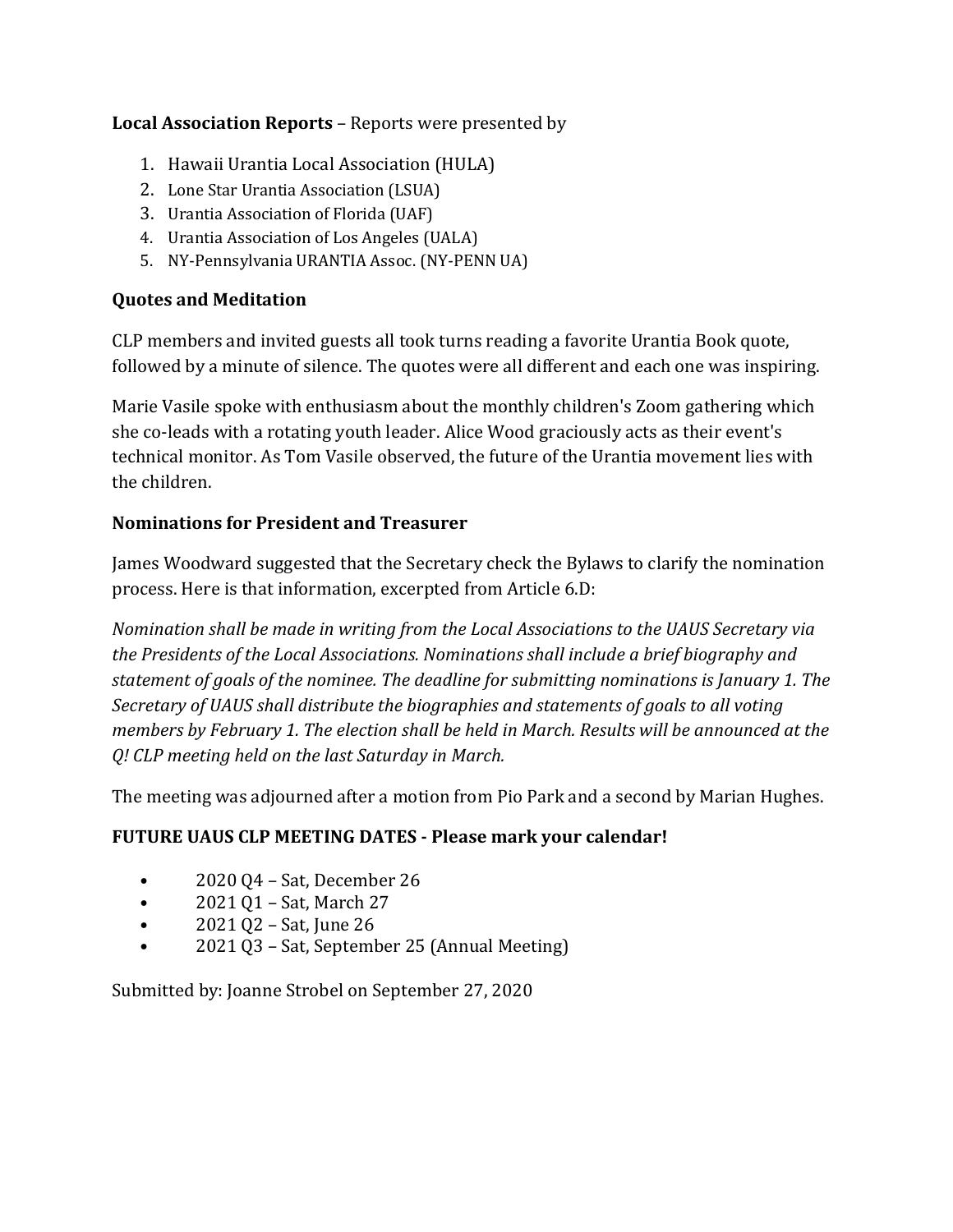**Local Association Reports** – Reports were presented by

1. Hawaii Urantia Local Association (HULA)
2. Lone Star Urantia Association (LSUA)
3. Urantia Association of Florida (UAF)
4. Urantia Association of Los Angeles (UALA)
5. NY-Pennsylvania URANTIA Assoc. (NY-PENN UA)

**Quotes and Meditation**

CLP members and invited guests all took turns reading a favorite Urantia Book quote, followed by a minute of silence. The quotes were all different and each one was inspiring.

Marie Vasile spoke with enthusiasm about the monthly children's Zoom gathering which she co-leads with a rotating youth leader. Alice Wood graciously acts as their event's technical monitor. As Tom Vasile observed, the future of the Urantia movement lies with the children.

**Nominations for President and Treasurer**

James Woodward suggested that the Secretary check the Bylaws to clarify the nomination process. Here is that information, excerpted from Article 6.D:

*Nomination shall be made in writing from the Local Associations to the UAUS Secretary via the Presidents of the Local Associations. Nominations shall include a brief biography and statement of goals of the nominee. The deadline for submitting nominations is January 1. The Secretary of UAUS shall distribute the biographies and statements of goals to all voting members by February 1. The election shall be held in March. Results will be announced at the Q! CLP meeting held on the last Saturday in March.*

The meeting was adjourned after a motion from Pio Park and a second by Marian Hughes.

**FUTURE UAUS CLP MEETING DATES - Please mark your calendar!**

- 2020 Q4 – Sat, December 26
- 2021 Q1 – Sat, March 27
- 2021 Q2 – Sat, June 26
- 2021 Q3 – Sat, September 25 (Annual Meeting)

Submitted by: Joanne Strobel on September 27, 2020